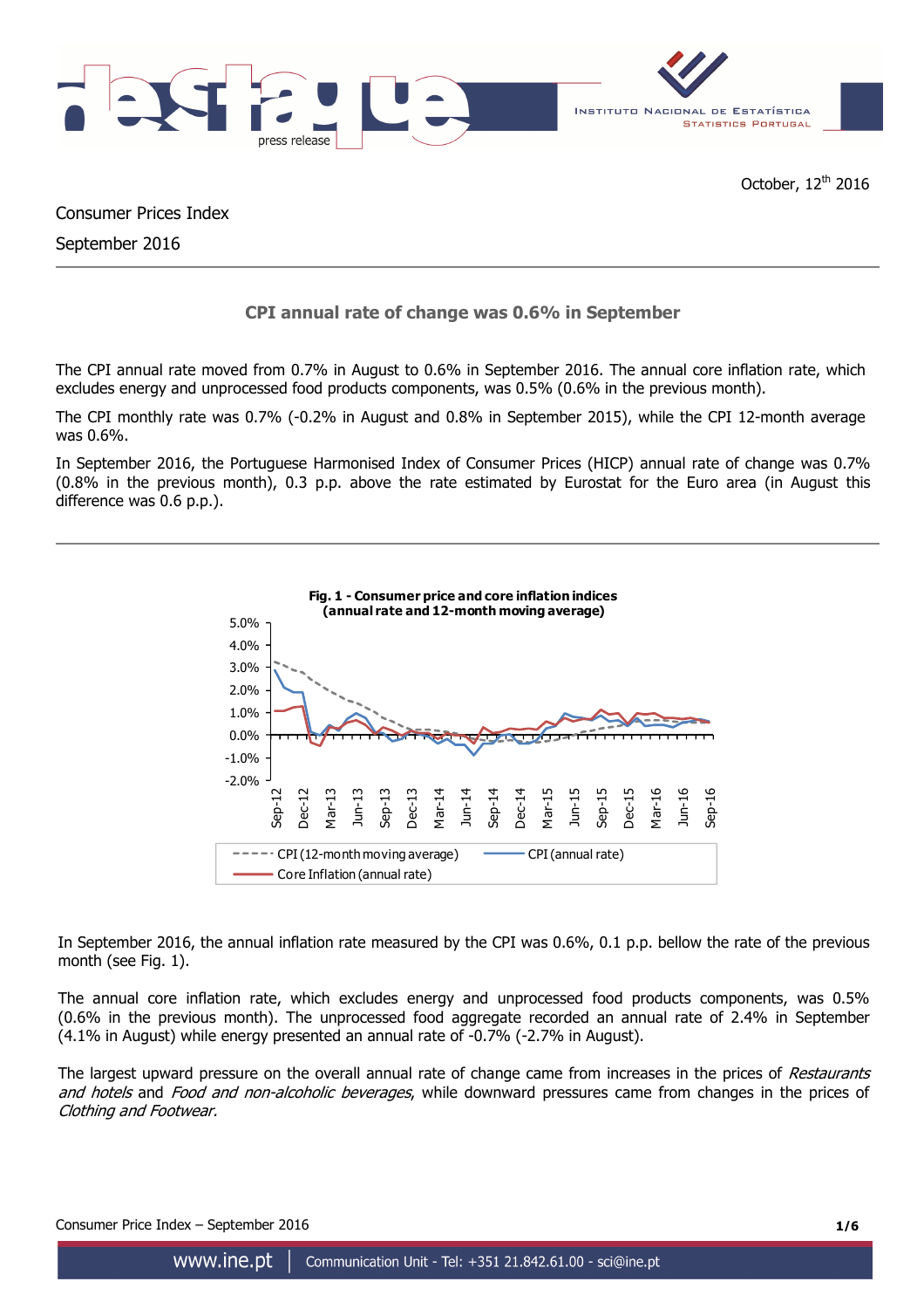October, 12th 2016

Consumer Prices Index

September 2016

## CPI annual rate of change was 0.6% in September

The CPI annual rate moved from 0.7% in August to 0.6% in September 2016. The annual core inflation rate, which excludes energy and unprocessed food products components, was 0.5% (0.6% in the previous month).

The CPI monthly rate was 0.7% (-0.2% in August and 0.8% in September 2015), while the CPI 12-month average was 0.6%.

In September 2016, the Portuguese Harmonised Index of Consumer Prices (HICP) annual rate of change was 0.7% (0.8% in the previous month), 0.3 p.p. above the rate estimated by Eurostat for the Euro area (in August this difference was 0.6 p.p.).

**Fig. 1 - Consumer price and core inflation indices (annual rate and 12-month moving average)**

In September 2016, the annual inflation rate measured by the CPI was 0.6%, 0.1 p.p. bellow the rate of the previous month (see Fig. 1).

The annual core inflation rate, which excludes energy and unprocessed food products components, was 0.5% (0.6% in the previous month). The unprocessed food aggregate recorded an annual rate of 2.4% in September (4.1% in August) while energy presented an annual rate of -0.7% (-2.7% in August).

The largest upward pressure on the overall annual rate of change came from increases in the prices of *Restaurants and hotels* and *Food and non-alcoholic beverages*, while downward pressures came from changes in the prices of *Clothing and Footwear.*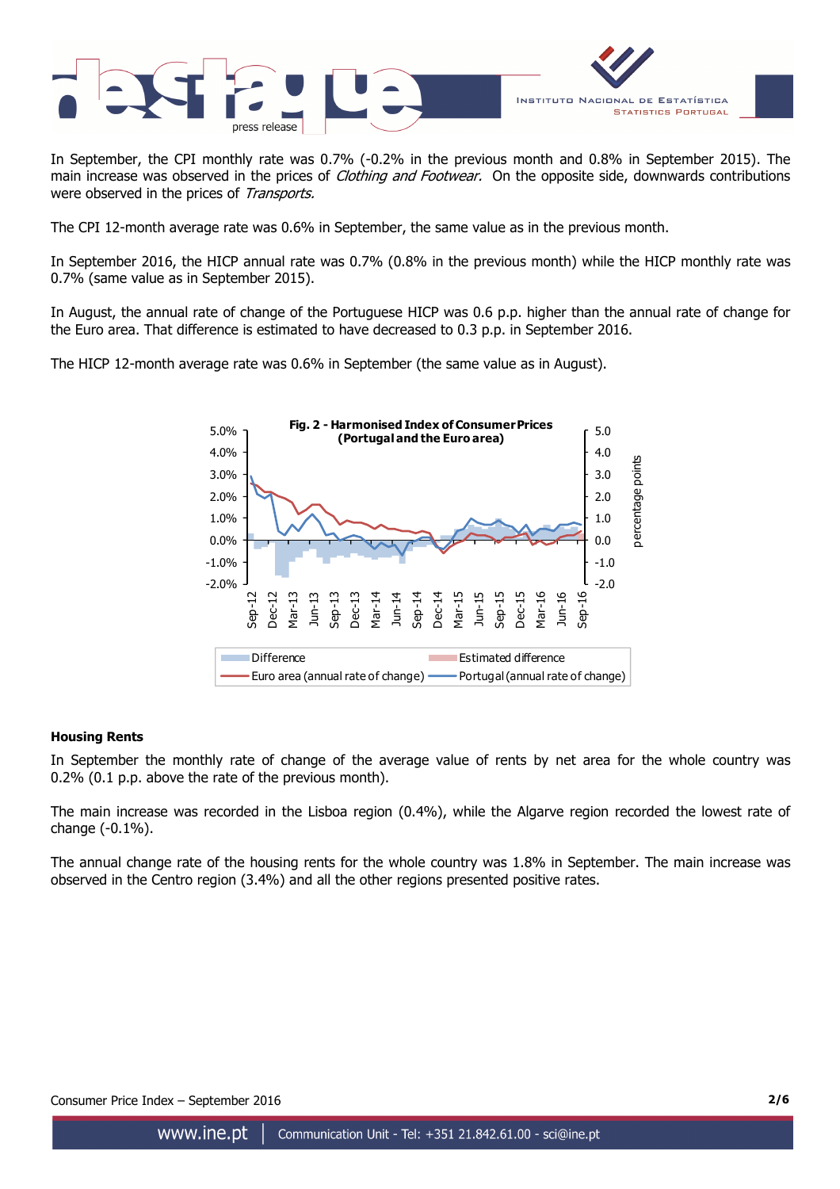In September, the CPI monthly rate was 0.7% (-0.2% in the previous month and 0.8% in September 2015). The main increase was observed in the prices of *Clothing and Footwear.* On the opposite side, downwards contributions were observed in the prices of *Transports.*

The CPI 12-month average rate was 0.6% in September, the same value as in the previous month.

In September 2016, the HICP annual rate was 0.7% (0.8% in the previous month) while the HICP monthly rate was 0.7% (same value as in September 2015).

In August, the annual rate of change of the Portuguese HICP was 0.6 p.p. higher than the annual rate of change for the Euro area. That difference is estimated to have decreased to 0.3 p.p. in September 2016.

The HICP 12-month average rate was 0.6% in September (the same value as in August).

**Fig. 2 - Harmonised Index of Consumer Prices (Portugal and the Euro area)**

### Housing Rents

In September the monthly rate of change of the average value of rents by net area for the whole country was 0.2% (0.1 p.p. above the rate of the previous month).

The main increase was recorded in the Lisboa region (0.4%), while the Algarve region recorded the lowest rate of change (-0.1%).

The annual change rate of the housing rents for the whole country was 1.8% in September. The main increase was observed in the Centro region (3.4%) and all the other regions presented positive rates.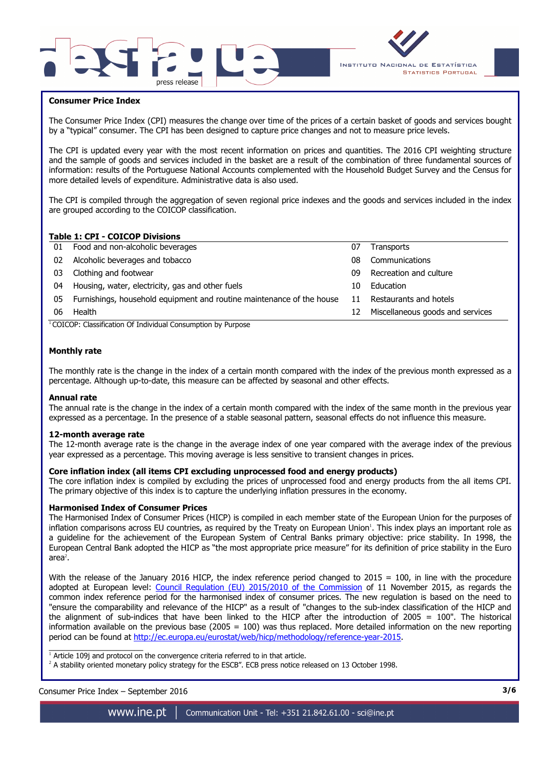**Consumer Price Index**

The Consumer Price Index (CPI) measures the change over time of the prices of a certain basket of goods and services bought by a "typical" consumer. The CPI has been designed to capture price changes and not to measure price levels.

The CPI is updated every year with the most recent information on prices and quantities. The 2016 CPI weighting structure and the sample of goods and services included in the basket are a result of the combination of three fundamental sources of information: results of the Portuguese National Accounts complemented with the Household Budget Survey and the Census for more detailed levels of expenditure. Administrative data is also used.

The CPI is compiled through the aggregation of seven regional price indexes and the goods and services included in the index are grouped according to the COICOP classification.

**Table 1: CPI - COICOP Divisions**

| | | | |
|---|---|---|---|
| 01 | Food and non-alcoholic beverages | 07 | Transports |
| 02 | Alcoholic beverages and tobacco | 08 | Communications |
| 03 | Clothing and footwear | 09 | Recreation and culture |
| 04 | Housing, water, electricity, gas and other fuels | 10 | Education |
| 05 | Furnishings, household equipment and routine maintenance of the house | 11 | Restaurants and hotels |
| 06 | Health | 12 | Miscellaneous goods and services |

[1] COICOP: Classification Of Individual Consumption by Purpose

**Monthly rate**

The monthly rate is the change in the index of a certain month compared with the index of the previous month expressed as a percentage. Although up-to-date, this measure can be affected by seasonal and other effects.

**Annual rate**

The annual rate is the change in the index of a certain month compared with the index of the same month in the previous year expressed as a percentage. In the presence of a stable seasonal pattern, seasonal effects do not influence this measure.

**12-month average rate**

The 12-month average rate is the change in the average index of one year compared with the average index of the previous year expressed as a percentage. This moving average is less sensitive to transient changes in prices.

**Core inflation index (all items CPI excluding unprocessed food and energy products)**

The core inflation index is compiled by excluding the prices of unprocessed food and energy products from the all items CPI. The primary objective of this index is to capture the underlying inflation pressures in the economy.

**Harmonised Index of Consumer Prices**

The Harmonised Index of Consumer Prices (HICP) is compiled in each member state of the European Union for the purposes of inflation comparisons across EU countries, as required by the Treaty on European Union[1]. This index plays an important role as a guideline for the achievement of the European System of Central Banks primary objective: price stability. In 1998, the European Central Bank adopted the HICP as "the most appropriate price measure" for its definition of price stability in the Euro area[2].

With the release of the January 2016 HICP, the index reference period changed to 2015 = 100, in line with the procedure adopted at European level: Council Regulation (EU) 2015/2010 of the Commission of 11 November 2015, as regards the common index reference period for the harmonised index of consumer prices. The new regulation is based on the need to "ensure the comparability and relevance of the HICP" as a result of "changes to the sub-index classification of the HICP and the alignment of sub-indices that have been linked to the HICP after the introduction of 2005 = 100". The historical information available on the previous base (2005 = 100) was thus replaced. More detailed information on the new reporting period can be found at http://ec.europa.eu/eurostat/web/hicp/methodology/reference-year-2015.

[1] Article 109j and protocol on the convergence criteria referred to in that article.

[2] A stability oriented monetary policy strategy for the ESCB". ECB press notice released on 13 October 1998.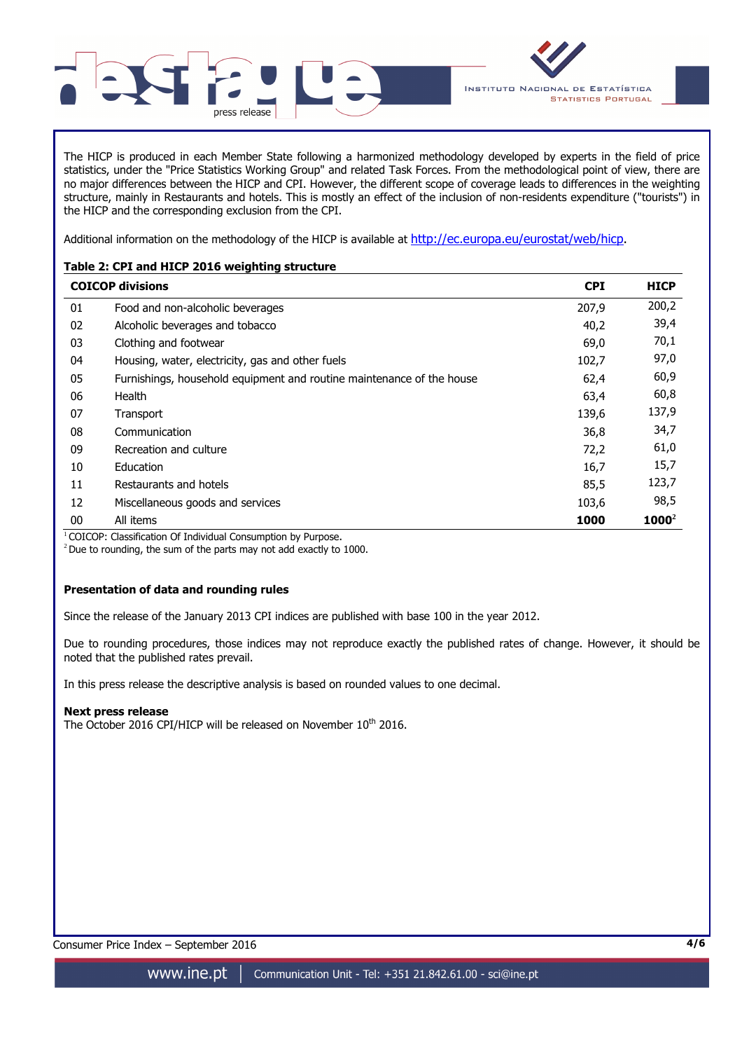The HICP is produced in each Member State following a harmonized methodology developed by experts in the field of price statistics, under the "Price Statistics Working Group" and related Task Forces. From the methodological point of view, there are no major differences between the HICP and CPI. However, the different scope of coverage leads to differences in the weighting structure, mainly in Restaurants and hotels. This is mostly an effect of the inclusion of non-residents expenditure ("tourists") in the HICP and the corresponding exclusion from the CPI.

Additional information on the methodology of the HICP is available at http://ec.europa.eu/eurostat/web/hicp.

**Table 2: CPI and HICP 2016 weighting structure**

| COICOP divisions | | CPI | HICP |
|---|---|---|---|
| 01 | Food and non-alcoholic beverages | 207,9 | 200,2 |
| 02 | Alcoholic beverages and tobacco | 40,2 | 39,4 |
| 03 | Clothing and footwear | 69,0 | 70,1 |
| 04 | Housing, water, electricity, gas and other fuels | 102,7 | 97,0 |
| 05 | Furnishings, household equipment and routine maintenance of the house | 62,4 | 60,9 |
| 06 | Health | 63,4 | 60,8 |
| 07 | Transport | 139,6 | 137,9 |
| 08 | Communication | 36,8 | 34,7 |
| 09 | Recreation and culture | 72,2 | 61,0 |
| 10 | Education | 16,7 | 15,7 |
| 11 | Restaurants and hotels | 85,5 | 123,7 |
| 12 | Miscellaneous goods and services | 103,6 | 98,5 |
| 00 | All items | **1000** | **1000**[2] |

[1] COICOP: Classification Of Individual Consumption by Purpose.
[2] Due to rounding, the sum of the parts may not add exactly to 1000.

**Presentation of data and rounding rules**

Since the release of the January 2013 CPI indices are published with base 100 in the year 2012.

Due to rounding procedures, those indices may not reproduce exactly the published rates of change. However, it should be noted that the published rates prevail.

In this press release the descriptive analysis is based on rounded values to one decimal.

**Next press release**
The October 2016 CPI/HICP will be released on November 10th 2016.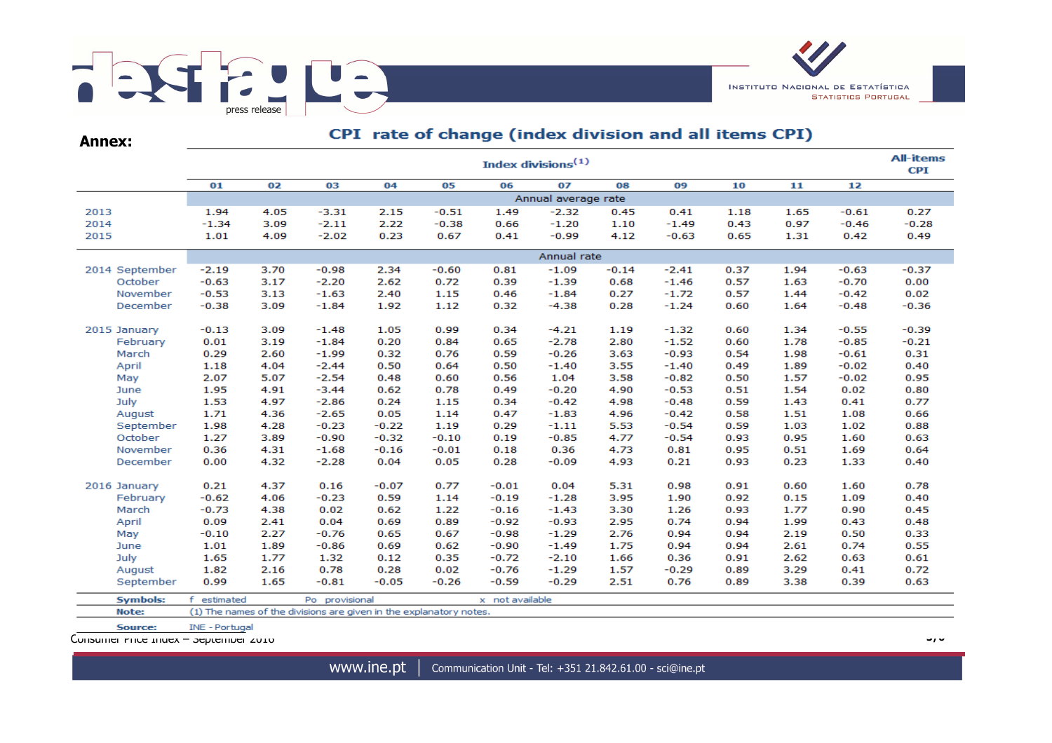**Annex:**

## CPI rate of change (index division and all items CPI)

| | Index divisions[1] | | | | | | | | | | | | All-items CPI |
|---|---|---|---|---|---|---|---|---|---|---|---|---|---|
| | 01 | 02 | 03 | 04 | 05 | 06 | 07 | 08 | 09 | 10 | 11 | 12 | |
| | Annual average rate | | | | | | | | | | | | |
| 2013 | 1.94 | 4.05 | -3.31 | 2.15 | -0.51 | 1.49 | -2.32 | 0.45 | 0.41 | 1.18 | 1.65 | -0.61 | 0.27 |
| 2014 | -1.34 | 3.09 | -2.11 | 2.22 | -0.38 | 0.66 | -1.20 | 1.10 | -1.49 | 0.43 | 0.97 | -0.46 | -0.28 |
| 2015 | 1.01 | 4.09 | -2.02 | 0.23 | 0.67 | 0.41 | -0.99 | 4.12 | -0.63 | 0.65 | 1.31 | 0.42 | 0.49 |
| | Annual rate | | | | | | | | | | | | |
| 2014 September | -2.19 | 3.70 | -0.98 | 2.34 | -0.60 | 0.81 | -1.09 | -0.14 | -2.41 | 0.37 | 1.94 | -0.63 | -0.37 |
| October | -0.63 | 3.17 | -2.20 | 2.62 | 0.72 | 0.39 | -1.39 | 0.68 | -1.46 | 0.57 | 1.63 | -0.70 | 0.00 |
| November | -0.53 | 3.13 | -1.63 | 2.40 | 1.15 | 0.46 | -1.84 | 0.27 | -1.72 | 0.57 | 1.44 | -0.42 | 0.02 |
| December | -0.38 | 3.09 | -1.84 | 1.92 | 1.12 | 0.32 | -4.38 | 0.28 | -1.24 | 0.60 | 1.64 | -0.48 | -0.36 |
| 2015 January | -0.13 | 3.09 | -1.48 | 1.05 | 0.99 | 0.34 | -4.21 | 1.19 | -1.32 | 0.60 | 1.34 | -0.55 | -0.39 |
| February | 0.01 | 3.19 | -1.84 | 0.20 | 0.84 | 0.65 | -2.78 | 2.80 | -1.52 | 0.60 | 1.78 | -0.85 | -0.21 |
| March | 0.29 | 2.60 | -1.99 | 0.32 | 0.76 | 0.59 | -0.26 | 3.63 | -0.93 | 0.54 | 1.98 | -0.61 | 0.31 |
| April | 1.18 | 4.04 | -2.44 | 0.50 | 0.64 | 0.50 | -1.40 | 3.55 | -1.40 | 0.49 | 1.89 | -0.02 | 0.40 |
| May | 2.07 | 5.07 | -2.54 | 0.48 | 0.60 | 0.56 | 1.04 | 3.58 | -0.82 | 0.50 | 1.57 | -0.02 | 0.95 |
| June | 1.95 | 4.91 | -3.44 | 0.62 | 0.78 | 0.49 | -0.20 | 4.90 | -0.53 | 0.51 | 1.54 | 0.02 | 0.80 |
| July | 1.53 | 4.97 | -2.86 | 0.24 | 1.15 | 0.34 | -0.42 | 4.98 | -0.48 | 0.59 | 1.43 | 0.41 | 0.77 |
| August | 1.71 | 4.36 | -2.65 | 0.05 | 1.14 | 0.47 | -1.83 | 4.96 | -0.42 | 0.58 | 1.51 | 1.08 | 0.66 |
| September | 1.98 | 4.28 | -0.23 | -0.22 | 1.19 | 0.29 | -1.11 | 5.53 | -0.54 | 0.59 | 1.03 | 1.02 | 0.88 |
| October | 1.27 | 3.89 | -0.90 | -0.32 | -0.10 | 0.19 | -0.85 | 4.77 | -0.54 | 0.93 | 0.95 | 1.60 | 0.63 |
| November | 0.36 | 4.31 | -1.68 | -0.16 | -0.01 | 0.18 | 0.36 | 4.73 | 0.81 | 0.95 | 0.51 | 1.69 | 0.64 |
| December | 0.00 | 4.32 | -2.28 | 0.04 | 0.05 | 0.28 | -0.09 | 4.93 | 0.21 | 0.93 | 0.23 | 1.33 | 0.40 |
| 2016 January | 0.21 | 4.37 | 0.16 | -0.07 | 0.77 | -0.01 | 0.04 | 5.31 | 0.98 | 0.91 | 0.60 | 1.60 | 0.78 |
| February | -0.62 | 4.06 | -0.23 | 0.59 | 1.14 | -0.19 | -1.28 | 3.95 | 1.90 | 0.92 | 0.15 | 1.09 | 0.40 |
| March | -0.73 | 4.38 | 0.02 | 0.62 | 1.22 | -0.16 | -1.43 | 3.30 | 1.26 | 0.93 | 1.77 | 0.90 | 0.45 |
| April | 0.09 | 2.41 | 0.04 | 0.69 | 0.89 | -0.92 | -0.93 | 2.95 | 0.74 | 0.94 | 1.99 | 0.43 | 0.48 |
| May | -0.10 | 2.27 | -0.76 | 0.65 | 0.67 | -0.98 | -1.29 | 2.76 | 0.94 | 0.94 | 2.19 | 0.50 | 0.33 |
| June | 1.01 | 1.89 | -0.86 | 0.69 | 0.62 | -0.90 | -1.49 | 1.75 | 0.94 | 0.94 | 2.61 | 0.74 | 0.55 |
| July | 1.65 | 1.77 | 1.32 | 0.12 | 0.35 | -0.72 | -2.10 | 1.66 | 0.36 | 0.91 | 2.62 | 0.63 | 0.61 |
| August | 1.82 | 2.16 | 0.78 | 0.28 | 0.02 | -0.76 | -1.29 | 1.57 | -0.29 | 0.89 | 3.29 | 0.41 | 0.72 |
| September | 0.99 | 1.65 | -0.81 | -0.05 | -0.26 | -0.59 | -0.29 | 2.51 | 0.76 | 0.89 | 3.38 | 0.39 | 0.63 |

**Symbols:** f estimated Po provisional x not available

**Note:** (1) The names of the divisions are given in the explanatory notes.

**Source:** INE - Portugal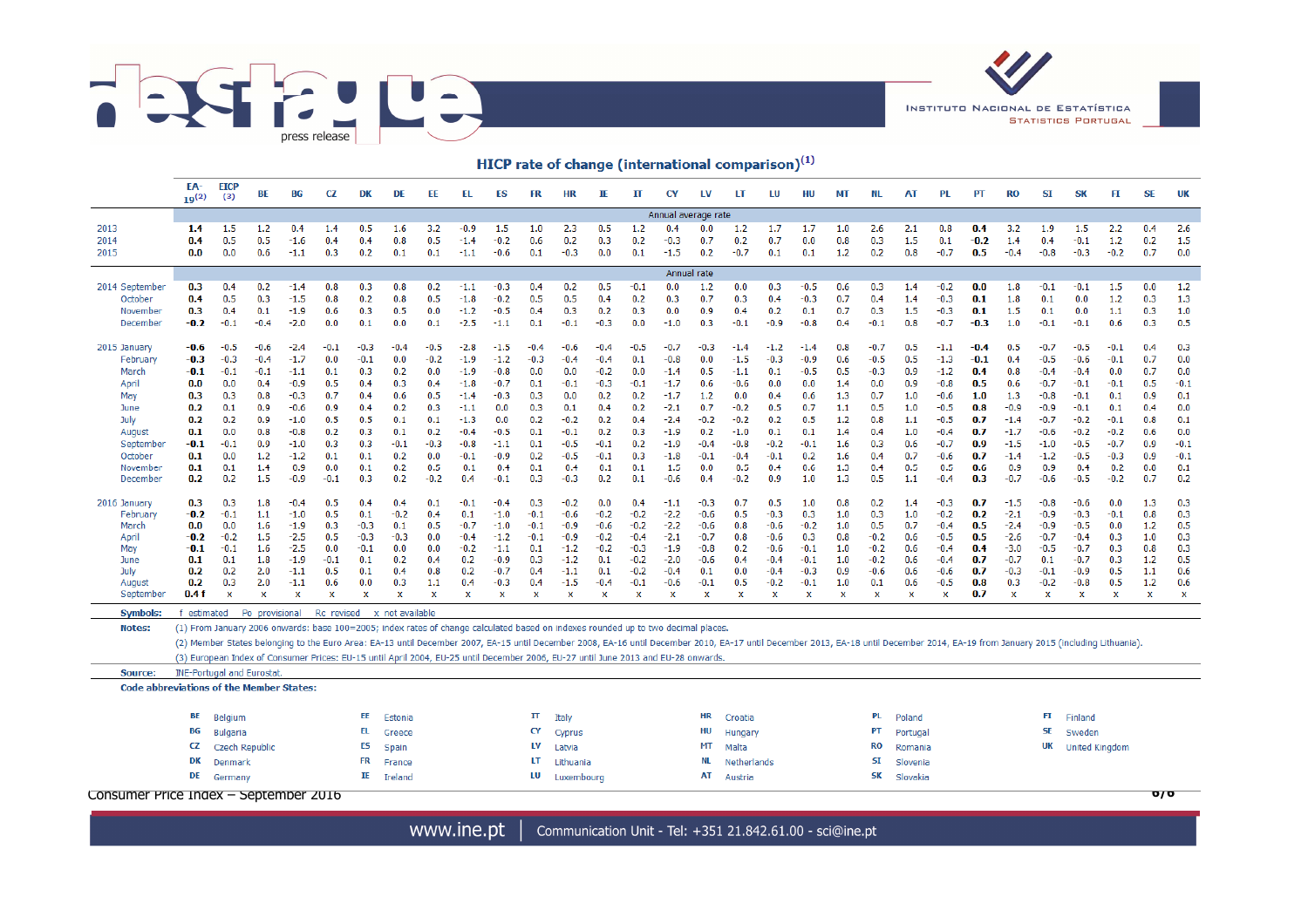## HICP rate of change (international comparison)[1]

| | EA-19[2] | EICP[3] | BE | BG | CZ | DK | DE | EE | EL | ES | FR | HR | IE | IT | CY | LV | LT | LU | HU | MT | NL | AT | PL | PT | RO | SI | SK | FI | SE | UK |
|---|---|---|---|---|---|---|---|---|---|---|---|---|---|---|---|---|---|---|---|---|---|---|---|---|---|---|---|---|---|---|
| | **Annual average rate** | | | | | | | | | | | | | | | | | | | | | | | | | | | | | |
| 2013 | **1.4** | 1.5 | 1.2 | 0.4 | 1.4 | 0.5 | 1.6 | 3.2 | -0.9 | 1.5 | 1.0 | 2.3 | 0.5 | 1.2 | 0.4 | 0.0 | 1.2 | 1.7 | 1.7 | 1.0 | 2.6 | 2.1 | 0.8 | **0.4** | 3.2 | 1.9 | 1.5 | 2.2 | 0.4 | 2.6 |
| 2014 | **0.4** | 0.5 | 0.5 | -1.6 | 0.4 | 0.4 | 0.8 | 0.5 | -1.4 | -0.2 | 0.6 | 0.2 | 0.3 | 0.2 | -0.3 | 0.7 | 0.2 | 0.7 | 0.0 | 0.8 | 0.3 | 1.5 | 0.1 | **-0.2** | 1.4 | 0.4 | -0.1 | 1.2 | 0.2 | 1.5 |
| 2015 | **0.0** | 0.0 | 0.6 | -1.1 | 0.3 | 0.2 | 0.1 | 0.1 | -1.1 | -0.6 | 0.1 | -0.3 | 0.0 | 0.1 | -1.5 | 0.2 | -0.7 | 0.1 | 0.1 | 1.2 | 0.2 | 0.8 | -0.7 | **0.5** | -0.4 | -0.8 | -0.3 | -0.2 | 0.7 | 0.0 |
| | **Annual rate** | | | | | | | | | | | | | | | | | | | | | | | | | | | | | |
| 2014 September | **0.3** | 0.4 | 0.2 | -1.4 | 0.8 | 0.3 | 0.8 | 0.2 | -1.1 | -0.3 | 0.4 | 0.2 | 0.5 | -0.1 | 0.0 | 1.2 | 0.0 | 0.3 | -0.5 | 0.6 | 0.3 | 1.4 | -0.2 | **0.0** | 1.8 | -0.1 | -0.1 | 1.5 | 0.0 | 1.2 |
| October | **0.4** | 0.5 | 0.3 | -1.5 | 0.8 | 0.2 | 0.8 | 0.5 | -1.8 | -0.2 | 0.5 | 0.5 | 0.4 | 0.2 | 0.3 | 0.7 | 0.3 | 0.4 | -0.3 | 0.7 | 0.4 | 1.4 | -0.3 | **0.1** | 1.8 | 0.1 | 0.0 | 1.2 | 0.3 | 1.3 |
| November | **0.3** | 0.4 | 0.1 | -1.9 | 0.6 | 0.3 | 0.5 | 0.0 | -1.2 | -0.5 | 0.4 | 0.3 | 0.2 | 0.3 | 0.0 | 0.9 | 0.4 | 0.2 | 0.1 | 0.7 | 0.3 | 1.5 | -0.3 | **0.1** | 1.5 | 0.1 | 0.0 | 1.1 | 0.3 | 1.0 |
| December | **-0.2** | -0.1 | -0.4 | -2.0 | 0.0 | 0.1 | 0.0 | 0.1 | -2.5 | -1.1 | 0.1 | -0.1 | -0.3 | 0.0 | -1.0 | 0.3 | -0.1 | -0.9 | -0.8 | 0.4 | -0.1 | 0.8 | -0.7 | **-0.3** | 1.0 | -0.1 | -0.1 | 0.6 | 0.3 | 0.5 |
| 2015 January | **-0.6** | -0.5 | -0.6 | -2.4 | -0.1 | -0.3 | -0.4 | -0.5 | -2.8 | -1.5 | -0.4 | -0.6 | -0.4 | -0.5 | -0.7 | -0.3 | -1.4 | -1.2 | -1.4 | 0.8 | -0.7 | 0.5 | -1.1 | **-0.4** | 0.5 | -0.7 | -0.5 | -0.1 | 0.4 | 0.3 |
| February | **-0.3** | -0.3 | -0.4 | -1.7 | 0.0 | -0.1 | 0.0 | -0.2 | -1.9 | -1.2 | -0.3 | -0.4 | -0.4 | 0.1 | -0.8 | 0.0 | -1.5 | -0.3 | -0.9 | 0.6 | -0.5 | 0.5 | -1.3 | **-0.1** | 0.4 | -0.5 | -0.6 | -0.1 | 0.7 | 0.0 |
| March | **-0.1** | -0.1 | -0.1 | -1.1 | 0.1 | 0.3 | 0.2 | 0.0 | -1.9 | -0.8 | 0.0 | 0.0 | -0.2 | 0.0 | -1.4 | 0.5 | -1.1 | 0.1 | -0.5 | 0.5 | -0.3 | 0.9 | -1.2 | **0.4** | 0.8 | -0.4 | -0.4 | 0.0 | 0.7 | 0.0 |
| April | **0.0** | 0.0 | 0.4 | -0.9 | 0.5 | 0.4 | 0.3 | 0.4 | -1.8 | -0.7 | 0.1 | -0.1 | -0.3 | -0.1 | -1.7 | 0.6 | -0.6 | 0.0 | 0.0 | 1.4 | 0.0 | 0.9 | -0.8 | **0.5** | 0.6 | -0.7 | -0.1 | -0.1 | 0.5 | -0.1 |
| May | **0.3** | 0.3 | 0.8 | -0.3 | 0.7 | 0.4 | 0.6 | 0.5 | -1.4 | -0.3 | 0.3 | 0.0 | 0.2 | 0.2 | -1.7 | 1.2 | 0.0 | 0.4 | 0.6 | 1.3 | 0.7 | 1.0 | -0.6 | **1.0** | 1.3 | -0.8 | -0.1 | 0.1 | 0.9 | 0.1 |
| June | **0.2** | 0.1 | 0.9 | -0.6 | 0.9 | 0.4 | 0.2 | 0.3 | -1.1 | 0.0 | 0.3 | 0.1 | 0.4 | 0.2 | -2.1 | 0.7 | -0.2 | 0.5 | 0.7 | 1.1 | 0.5 | 1.0 | -0.5 | **0.8** | -0.9 | -0.9 | -0.1 | 0.1 | 0.4 | 0.0 |
| July | **0.2** | 0.2 | 0.9 | -1.0 | 0.5 | 0.5 | 0.1 | 0.1 | -1.3 | 0.0 | 0.2 | -0.2 | 0.2 | 0.4 | -2.4 | -0.2 | -0.2 | 0.2 | 0.5 | 1.2 | 0.8 | 1.1 | -0.5 | **0.7** | -1.4 | -0.7 | -0.2 | -0.1 | 0.8 | 0.1 |
| August | **0.1** | 0.0 | 0.8 | -0.8 | 0.2 | 0.3 | 0.1 | 0.2 | -0.4 | -0.5 | 0.1 | -0.1 | 0.2 | 0.3 | -1.9 | 0.2 | -1.0 | 0.1 | 0.1 | 1.4 | 0.4 | 1.0 | -0.4 | **0.7** | -1.7 | -0.6 | -0.2 | -0.2 | 0.6 | 0.0 |
| September | **-0.1** | -0.1 | 0.9 | -1.0 | 0.3 | 0.3 | -0.1 | -0.3 | -0.8 | -1.1 | 0.1 | -0.5 | -0.1 | 0.2 | -1.9 | -0.4 | -0.8 | -0.2 | -0.1 | 1.6 | 0.3 | 0.6 | -0.7 | **0.9** | -1.5 | -1.0 | -0.5 | -0.7 | 0.9 | -0.1 |
| October | **0.1** | 0.0 | 1.2 | -1.2 | 0.1 | 0.1 | 0.2 | 0.0 | -0.1 | -0.9 | 0.2 | -0.5 | -0.1 | 0.3 | -1.8 | -0.1 | -0.4 | -0.1 | 0.2 | 1.6 | 0.4 | 0.7 | -0.6 | **0.7** | -1.4 | -1.2 | -0.5 | -0.3 | 0.9 | -0.1 |
| November | **0.1** | 0.1 | 1.4 | -0.9 | 0.0 | 0.1 | 0.2 | 0.5 | 0.1 | -0.4 | 0.1 | 0.4 | 0.1 | 0.1 | 1.5 | 0.0 | 0.5 | 0.4 | 0.6 | 1.3 | 0.4 | 0.5 | -0.5 | **0.6** | 0.9 | 0.9 | 0.4 | 0.2 | 0.0 | 0.1 |
| December | **0.2** | 0.2 | 1.5 | -0.9 | -0.1 | 0.3 | 0.2 | -0.2 | 0.4 | -0.1 | 0.3 | -0.3 | 0.2 | 0.1 | -0.6 | 0.4 | -0.2 | 0.9 | 1.0 | 1.3 | 0.5 | 1.1 | -0.4 | **0.3** | -0.7 | -0.6 | -0.5 | -0.2 | 0.7 | 0.2 |
| 2016 January | **0.3** | 0.3 | 1.8 | -0.4 | 0.5 | 0.4 | 0.4 | 0.1 | -0.1 | -0.4 | 0.3 | -0.2 | 0.0 | 0.4 | -1.1 | -0.3 | 0.7 | 0.5 | 1.0 | 0.8 | 0.2 | 1.4 | -0.3 | **0.7** | -1.5 | -0.8 | -0.6 | 0.0 | 1.3 | 0.3 |
| February | **-0.2** | -0.1 | 1.1 | -1.0 | 0.5 | 0.1 | -0.2 | 0.4 | 0.1 | -1.0 | -0.1 | -0.6 | -0.2 | -0.2 | -2.2 | -0.6 | 0.5 | -0.3 | 0.3 | 1.0 | 0.3 | 1.0 | -0.2 | **0.2** | -2.1 | -0.9 | -0.3 | -0.1 | 0.8 | 0.3 |
| March | **0.0** | 0.0 | 1.6 | -1.9 | 0.3 | -0.3 | 0.1 | 0.5 | -0.7 | -1.0 | -0.1 | -0.9 | -0.6 | -0.2 | -2.2 | -0.6 | 0.8 | -0.6 | -0.2 | 1.0 | 0.5 | 0.7 | -0.4 | **0.5** | -2.4 | -0.9 | -0.5 | 0.0 | 1.2 | 0.5 |
| April | **-0.2** | -0.2 | 1.5 | -2.5 | 0.5 | -0.3 | -0.3 | 0.0 | -0.4 | -1.2 | -0.1 | -0.9 | -0.2 | -0.4 | -2.1 | -0.7 | 0.8 | -0.6 | 0.3 | 0.8 | -0.2 | 0.6 | -0.5 | **0.5** | -2.6 | -0.7 | -0.4 | 0.3 | 1.0 | 0.3 |
| May | **-0.1** | -0.1 | 1.6 | -2.5 | 0.0 | -0.1 | 0.0 | 0.0 | -0.2 | -1.1 | 0.1 | -1.2 | -0.2 | -0.3 | -1.9 | -0.8 | 0.2 | -0.6 | -0.1 | 1.0 | -0.2 | 0.6 | -0.4 | **0.4** | -3.0 | -0.5 | -0.7 | 0.3 | 0.8 | 0.3 |
| June | **0.1** | 0.1 | 1.8 | -1.9 | -0.1 | 0.1 | 0.2 | 0.4 | 0.2 | -0.9 | 0.3 | -1.2 | 0.1 | -0.2 | -2.0 | -0.6 | 0.4 | -0.4 | -0.1 | 1.0 | -0.2 | 0.6 | -0.4 | **0.7** | -0.7 | 0.1 | -0.7 | 0.3 | 1.2 | 0.5 |
| July | **0.2** | 0.2 | 2.0 | -1.1 | 0.5 | 0.1 | 0.4 | 0.8 | 0.2 | -0.7 | 0.4 | -1.1 | 0.1 | -0.2 | -0.4 | 0.1 | 0.0 | -0.4 | -0.3 | 0.9 | -0.6 | 0.6 | -0.6 | **0.7** | -0.3 | -0.1 | -0.9 | 0.5 | 1.1 | 0.6 |
| August | **0.2** | 0.3 | 2.0 | -1.1 | 0.6 | 0.0 | 0.3 | 1.1 | 0.4 | -0.3 | 0.4 | -1.5 | -0.4 | -0.1 | -0.6 | -0.1 | 0.5 | -0.2 | -0.1 | 1.0 | 0.1 | 0.6 | -0.5 | **0.8** | 0.3 | -0.2 | -0.8 | 0.5 | 1.2 | 0.6 |
| September | **0.4 f** | x | x | x | x | x | x | x | x | x | x | x | x | x | x | x | x | x | x | x | x | x | x | **0.7** | x | x | x | x | x | x |

**Symbols:** f estimated   Po provisional   Rc revised   x not available

**Notes:**
(1) From January 2006 onwards: base 100=2005; index rates of change calculated based on indexes rounded up to two decimal places.
(2) Member States belonging to the Euro Area: EA-13 until December 2007, EA-15 until December 2008, EA-16 until December 2010, EA-17 until December 2013, EA-18 until December 2014, EA-19 from January 2015 (including Lithuania).
(3) European Index of Consumer Prices: EU-15 until April 2004, EU-25 until December 2006, EU-27 until June 2013 and EU-28 onwards.

**Source:** INE-Portugal and Eurostat.

**Code abbreviations of the Member States:**

| | | | | | | | | | | | |
|---|---|---|---|---|---|---|---|---|---|---|---|
| BE | Belgium | EE | Estonia | IT | Italy | HR | Croatia | PL | Poland | FI | Finland |
| BG | Bulgaria | EL | Greece | CY | Cyprus | HU | Hungary | PT | Portugal | SE | Sweden |
| CZ | Czech Republic | ES | Spain | LV | Latvia | MT | Malta | RO | Romania | UK | United Kingdom |
| DK | Denmark | FR | France | LT | Lithuania | NL | Netherlands | SI | Slovenia | | |
| DE | Germany | IE | Ireland | LU | Luxembourg | AT | Austria | SK | Slovakia | | |